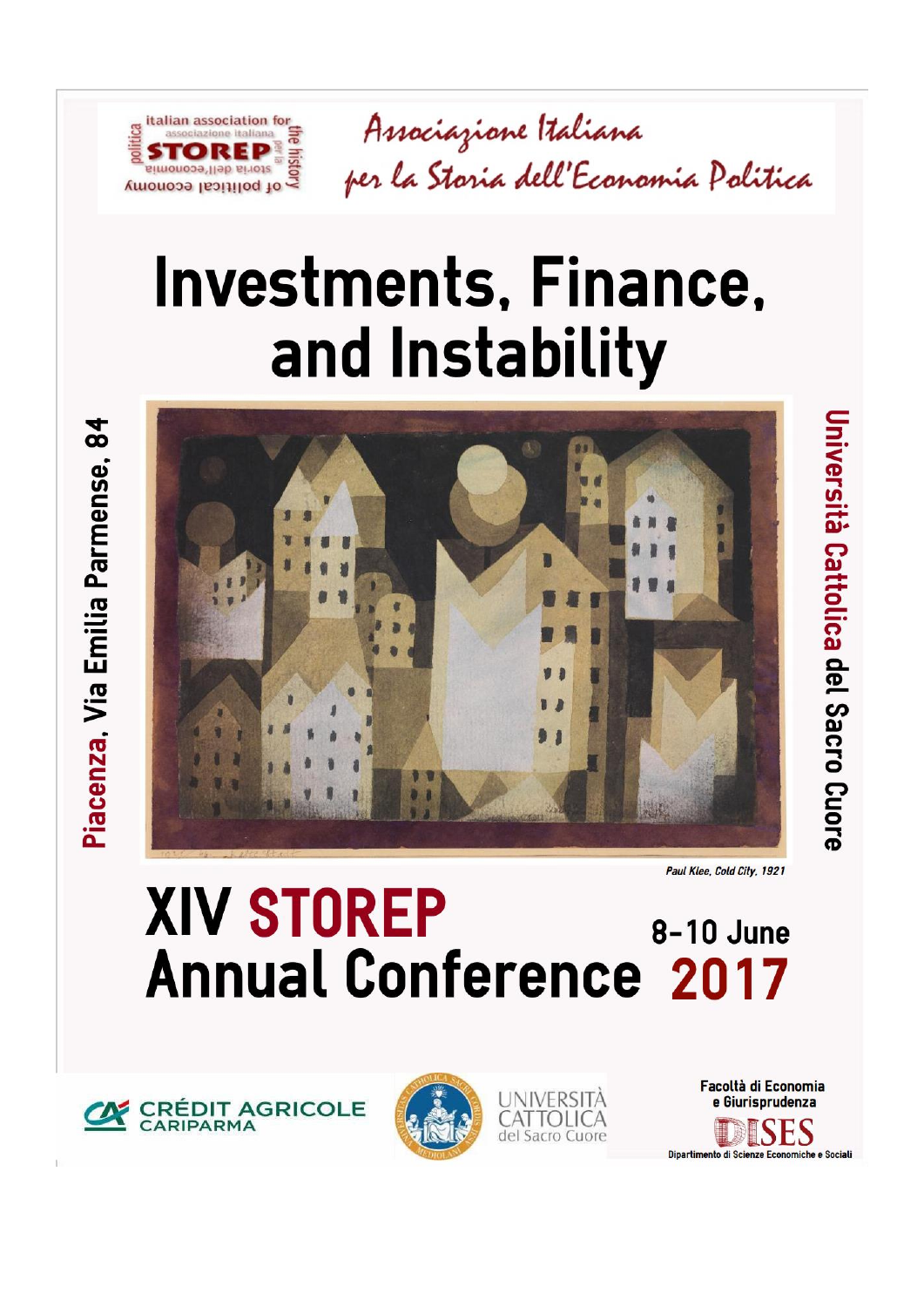italian association for the history of political economy

STOREP

Associazione Italiana per la Storia dell'Economia Politica

# Investments, Finance, and Instability

Piacenza, Via Emilia Parmense, 84

Università Cattolica del Sacro Cuore

*Paul Klee, Cold City, 1921*

# XIV STOREP Annual Conference

**8-10 June 2017**

CRÉDIT AGRICOLE CARIPARMA

UNIVERSITÀ CATTOLICA del Sacro Cuore

Facoltà di Economia e Giurisprudenza

DISES Dipartimento di Scienze Economiche e Sociali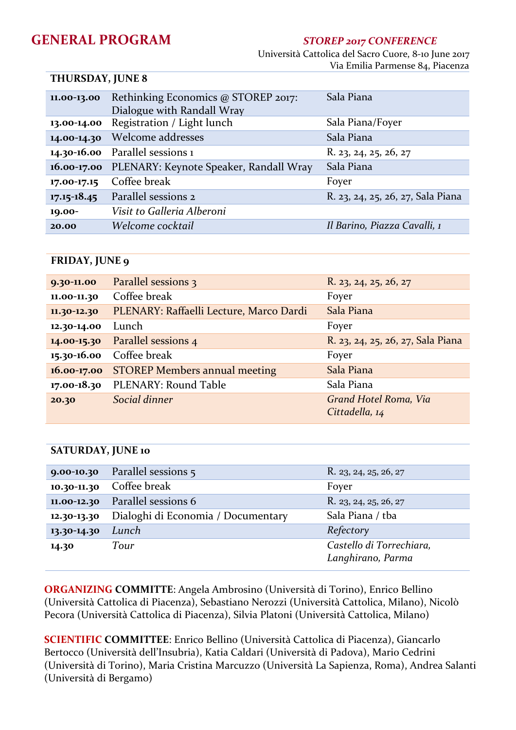# GENERAL PROGRAM

***STOREP 2017 CONFERENCE***

Università Cattolica del Sacro Cuore, 8-10 June 2017
Via Emilia Parmense 84, Piacenza

| **THURSDAY, JUNE 8** | | |
|---|---|---|
| **11.00-13.00** | Rethinking Economics @ STOREP 2017: Dialogue with Randall Wray | Sala Piana |
| **13.00-14.00** | Registration / Light lunch | Sala Piana/Foyer |
| **14.00-14.30** | Welcome addresses | Sala Piana |
| **14.30-16.00** | Parallel sessions 1 | R. 23, 24, 25, 26, 27 |
| **16.00-17.00** | PLENARY: Keynote Speaker, Randall Wray | Sala Piana |
| **17.00-17.15** | Coffee break | Foyer |
| **17.15-18.45** | Parallel sessions 2 | R. 23, 24, 25, 26, 27, Sala Piana |
| **19.00-** | *Visit to Galleria Alberoni* | |
| **20.00** | *Welcome cocktail* | *Il Barino, Piazza Cavalli, 1* |

| **FRIDAY, JUNE 9** | | |
|---|---|---|
| **9.30-11.00** | Parallel sessions 3 | R. 23, 24, 25, 26, 27 |
| **11.00-11.30** | Coffee break | Foyer |
| **11.30-12.30** | PLENARY: Raffaelli Lecture, Marco Dardi | Sala Piana |
| **12.30-14.00** | Lunch | Foyer |
| **14.00-15.30** | Parallel sessions 4 | R. 23, 24, 25, 26, 27, Sala Piana |
| **15.30-16.00** | Coffee break | Foyer |
| **16.00-17.00** | STOREP Members annual meeting | Sala Piana |
| **17.00-18.30** | PLENARY: Round Table | Sala Piana |
| **20.30** | *Social dinner* | *Grand Hotel Roma, Via Cittadella, 14* |

| **SATURDAY, JUNE 10** | | |
|---|---|---|
| **9.00-10.30** | Parallel sessions 5 | R. 23, 24, 25, 26, 27 |
| **10.30-11.30** | Coffee break | Foyer |
| **11.00-12.30** | Parallel sessions 6 | R. 23, 24, 25, 26, 27 |
| **12.30-13.30** | Dialoghi di Economia / Documentary | Sala Piana / tba |
| **13.30-14.30** | *Lunch* | *Refectory* |
| **14.30** | *Tour* | *Castello di Torrechiara, Langhirano, Parma* |

**ORGANIZING COMMITTE**: Angela Ambrosino (Università di Torino), Enrico Bellino (Università Cattolica di Piacenza), Sebastiano Nerozzi (Università Cattolica, Milano), Nicolò Pecora (Università Cattolica di Piacenza), Silvia Platoni (Università Cattolica, Milano)

**SCIENTIFIC COMMITTEE**: Enrico Bellino (Università Cattolica di Piacenza), Giancarlo Bertocco (Università dell'Insubria), Katia Caldari (Università di Padova), Mario Cedrini (Università di Torino), Maria Cristina Marcuzzo (Università La Sapienza, Roma), Andrea Salanti (Università di Bergamo)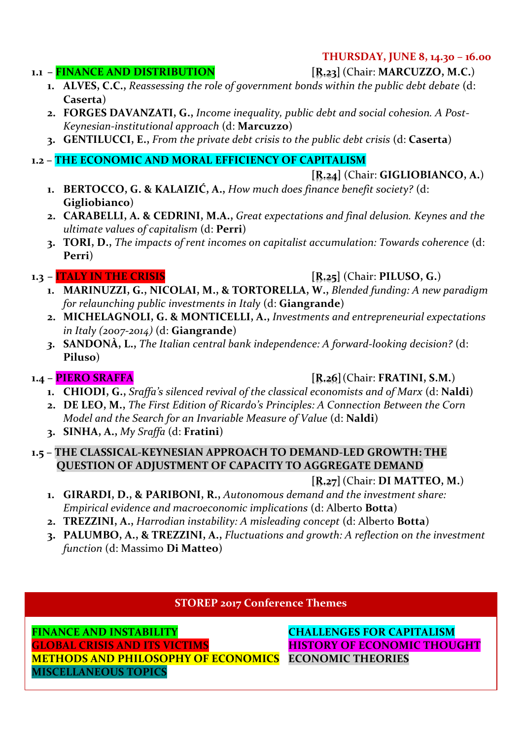**THURSDAY, JUNE 8, 14.30 – 16.00**

**1.1 – FINANCE AND DISTRIBUTION** [**R.23**] (Chair: **MARCUZZO, M.C.**)

1. **ALVES, C.C.,** *Reassessing the role of government bonds within the public debt debate* (d: **Caserta**)
2. **FORGES DAVANZATI, G.,** *Income inequality, public debt and social cohesion. A Post-Keynesian-institutional approach* (d: **Marcuzzo**)
3. **GENTILUCCI, E.,** *From the private debt crisis to the public debt crisis* (d: **Caserta**)

**1.2 – THE ECONOMIC AND MORAL EFFICIENCY OF CAPITALISM** [**R.24**] (Chair: **GIGLIOBIANCO, A.**)

1. **BERTOCCO, G. & KALAIZIĆ, A.,** *How much does finance benefit society?* (d: **Gigliobianco**)
2. **CARABELLI, A. & CEDRINI, M.A.,** *Great expectations and final delusion. Keynes and the ultimate values of capitalism* (d: **Perri**)
3. **TORI, D.,** *The impacts of rent incomes on capitalist accumulation: Towards coherence* (d: **Perri**)

**1.3 – ITALY IN THE CRISIS** [**R.25**] (Chair: **PILUSO, G.**)

1. **MARINUZZI, G., NICOLAI, M., & TORTORELLA, W.,** *Blended funding: A new paradigm for relaunching public investments in Italy* (d: **Giangrande**)
2. **MICHELAGNOLI, G. & MONTICELLI, A.,** *Investments and entrepreneurial expectations in Italy (2007-2014)* (d: **Giangrande**)
3. **SANDONÀ, L.,** *The Italian central bank independence: A forward-looking decision?* (d: **Piluso**)

**1.4 – PIERO SRAFFA** [**R.26**] (Chair: **FRATINI, S.M.**)

1. **CHIODI, G.,** *Sraffa's silenced revival of the classical economists and of Marx* (d: **Naldi**)
2. **DE LEO, M.,** *The First Edition of Ricardo's Principles: A Connection Between the Corn Model and the Search for an Invariable Measure of Value* (d: **Naldi**)
3. **SINHA, A.,** *My Sraffa* (d: **Fratini**)

**1.5 – THE CLASSICAL-KEYNESIAN APPROACH TO DEMAND-LED GROWTH: THE QUESTION OF ADJUSTMENT OF CAPACITY TO AGGREGATE DEMAND** [**R.27**] (Chair: **DI MATTEO, M.**)

1. **GIRARDI, D., & PARIBONI, R.,** *Autonomous demand and the investment share: Empirical evidence and macroeconomic implications* (d: Alberto **Botta**)
2. **TREZZINI, A.,** *Harrodian instability: A misleading concept* (d: Alberto **Botta**)
3. **PALUMBO, A., & TREZZINI, A.,** *Fluctuations and growth: A reflection on the investment function* (d: Massimo **Di Matteo**)

**STOREP 2017 Conference Themes**

**FINANCE AND INSTABILITY**
**GLOBAL CRISIS AND ITS VICTIMS**
**METHODS AND PHILOSOPHY OF ECONOMICS**
**MISCELLANEOUS TOPICS**
**CHALLENGES FOR CAPITALISM**
**HISTORY OF ECONOMIC THOUGHT**
**ECONOMIC THEORIES**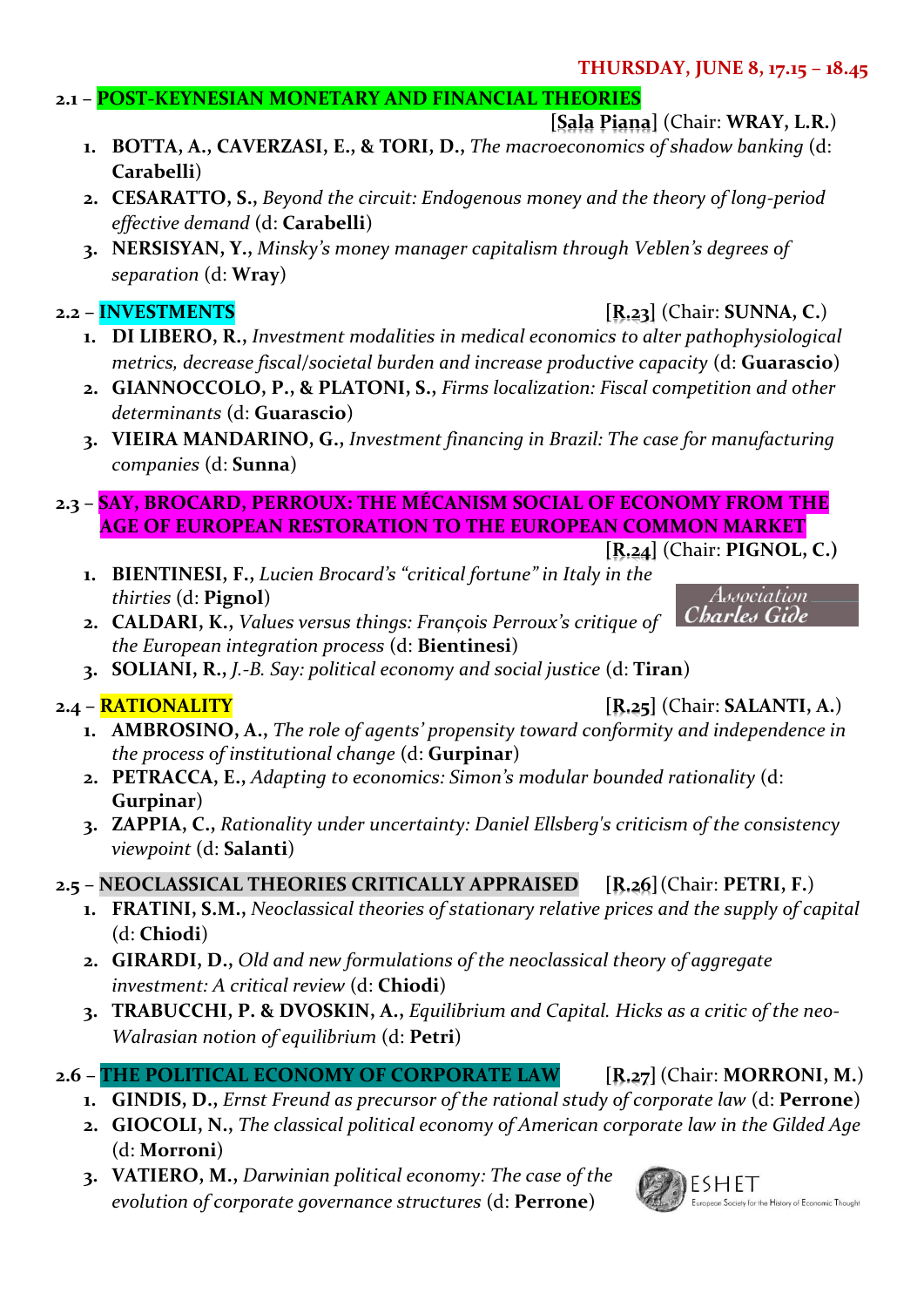**THURSDAY, JUNE 8, 17.15 – 18.45**

## 2.1 – POST-KEYNESIAN MONETARY AND FINANCIAL THEORIES

[Sala Piana] (Chair: **WRAY, L.R.**)

1. **BOTTA, A., CAVERZASI, E., & TORI, D.,** *The macroeconomics of shadow banking* (d: **Carabelli**)
2. **CESARATTO, S.,** *Beyond the circuit: Endogenous money and the theory of long-period effective demand* (d: **Carabelli**)
3. **NERSISYAN, Y.,** *Minsky's money manager capitalism through Veblen's degrees of separation* (d: **Wray**)

## 2.2 – INVESTMENTS

[R.23] (Chair: **SUNNA, C.**)

1. **DI LIBERO, R.,** *Investment modalities in medical economics to alter pathophysiological metrics, decrease fiscal/societal burden and increase productive capacity* (d: **Guarascio**)
2. **GIANNOCCOLO, P., & PLATONI, S.,** *Firms localization: Fiscal competition and other determinants* (d: **Guarascio**)
3. **VIEIRA MANDARINO, G.,** *Investment financing in Brazil: The case for manufacturing companies* (d: **Sunna**)

## 2.3 – SAY, BROCARD, PERROUX: THE MÉCANISM SOCIAL OF ECONOMY FROM THE AGE OF EUROPEAN RESTORATION TO THE EUROPEAN COMMON MARKET

[R.24] (Chair: **PIGNOL, C.**)

Association Charles Gide

1. **BIENTINESI, F.,** *Lucien Brocard's "critical fortune" in Italy in the thirties* (d: **Pignol**)
2. **CALDARI, K.,** *Values versus things: François Perroux's critique of the European integration process* (d: **Bientinesi**)
3. **SOLIANI, R.,** *J.-B. Say: political economy and social justice* (d: **Tiran**)

## 2.4 – RATIONALITY

[R.25] (Chair: **SALANTI, A.**)

1. **AMBROSINO, A.,** *The role of agents' propensity toward conformity and independence in the process of institutional change* (d: **Gurpinar**)
2. **PETRACCA, E.,** *Adapting to economics: Simon's modular bounded rationality* (d: **Gurpinar**)
3. **ZAPPIA, C.,** *Rationality under uncertainty: Daniel Ellsberg's criticism of the consistency viewpoint* (d: **Salanti**)

## 2.5 – NEOCLASSICAL THEORIES CRITICALLY APPRAISED

[R.26] (Chair: **PETRI, F.**)

1. **FRATINI, S.M.,** *Neoclassical theories of stationary relative prices and the supply of capital* (d: **Chiodi**)
2. **GIRARDI, D.,** *Old and new formulations of the neoclassical theory of aggregate investment: A critical review* (d: **Chiodi**)
3. **TRABUCCHI, P. & DVOSKIN, A.,** *Equilibrium and Capital. Hicks as a critic of the neo-Walrasian notion of equilibrium* (d: **Petri**)

## 2.6 – THE POLITICAL ECONOMY OF CORPORATE LAW

[R.27] (Chair: **MORRONI, M.**)

1. **GINDIS, D.,** *Ernst Freund as precursor of the rational study of corporate law* (d: **Perrone**)
2. **GIOCOLI, N.,** *The classical political economy of American corporate law in the Gilded Age* (d: **Morroni**)
3. **VATIERO, M.,** *Darwinian political economy: The case of the evolution of corporate governance structures* (d: **Perrone**)

ESHET European Society for the History of Economic Thought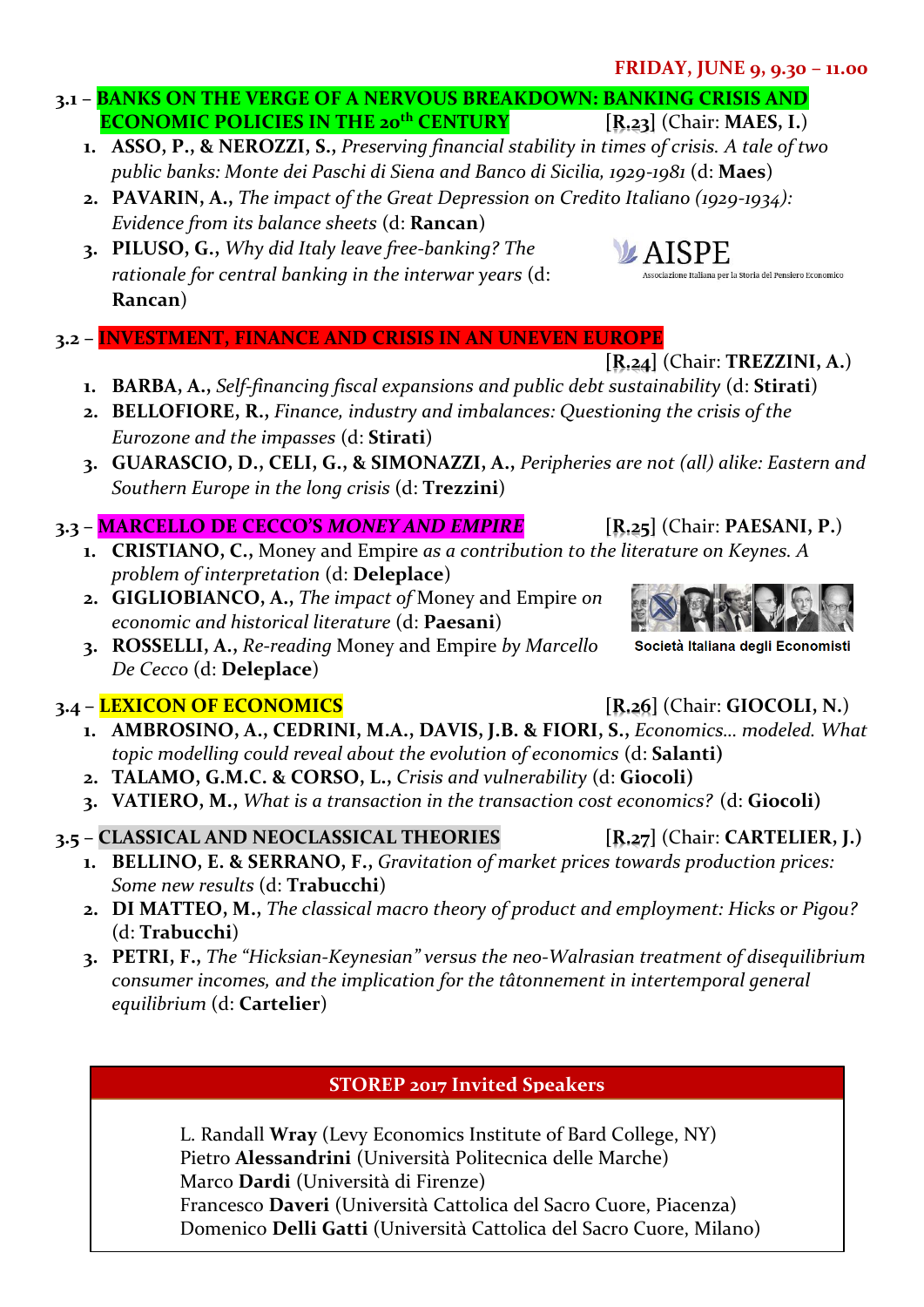**FRIDAY, JUNE 9, 9.30 – 11.00**

### 3.1 – BANKS ON THE VERGE OF A NERVOUS BREAKDOWN: BANKING CRISIS AND ECONOMIC POLICIES IN THE 20th CENTURY [R.23] (Chair: MAES, I.)

1. **ASSO, P., & NEROZZI, S.,** *Preserving financial stability in times of crisis. A tale of two public banks: Monte dei Paschi di Siena and Banco di Sicilia, 1929-1981* (d: **Maes**)
2. **PAVARIN, A.,** *The impact of the Great Depression on Credito Italiano (1929-1934): Evidence from its balance sheets* (d: **Rancan**)
3. **PILUSO, G.,** *Why did Italy leave free-banking? The rationale for central banking in the interwar years* (d: **Rancan**)

AISPE
Associazione Italiana per la Storia del Pensiero Economico

### 3.2 – INVESTMENT, FINANCE AND CRISIS IN AN UNEVEN EUROPE [R.24] (Chair: TREZZINI, A.)

1. **BARBA, A.,** *Self-financing fiscal expansions and public debt sustainability* (d: **Stirati**)
2. **BELLOFIORE, R.,** *Finance, industry and imbalances: Questioning the crisis of the Eurozone and the impasses* (d: **Stirati**)
3. **GUARASCIO, D., CELI, G., & SIMONAZZI, A.,** *Peripheries are not (all) alike: Eastern and Southern Europe in the long crisis* (d: **Trezzini**)

### 3.3 – MARCELLO DE CECCO'S *MONEY AND EMPIRE* [R.25] (Chair: PAESANI, P.)

1. **CRISTIANO, C.,** Money and Empire *as a contribution to the literature on Keynes. A problem of interpretation* (d: **Deleplace**)
2. **GIGLIOBIANCO, A.,** *The impact of* Money and Empire *on economic and historical literature* (d: **Paesani**)
3. **ROSSELLI, A.,** *Re-reading* Money and Empire *by Marcello De Cecco* (d: **Deleplace**)

Società Italiana degli Economisti

### 3.4 – LEXICON OF ECONOMICS [R.26] (Chair: GIOCOLI, N.)

1. **AMBROSINO, A., CEDRINI, M.A., DAVIS, J.B. & FIORI, S.,** *Economics… modeled. What topic modelling could reveal about the evolution of economics* (d: **Salanti)**
2. **TALAMO, G.M.C. & CORSO, L.,** *Crisis and vulnerability* (d: **Giocoli)**
3. **VATIERO, M.,** *What is a transaction in the transaction cost economics?* (d: **Giocoli)**

### 3.5 – CLASSICAL AND NEOCLASSICAL THEORIES [R.27] (Chair: CARTELIER, J.)

1. **BELLINO, E. & SERRANO, F.,** *Gravitation of market prices towards production prices: Some new results* (d: **Trabucchi**)
2. **DI MATTEO, M.,** *The classical macro theory of product and employment: Hicks or Pigou?* (d: **Trabucchi**)
3. **PETRI, F.,** *The "Hicksian-Keynesian" versus the neo-Walrasian treatment of disequilibrium consumer incomes, and the implication for the tâtonnement in intertemporal general equilibrium* (d: **Cartelier**)

---

**STOREP 2017 Invited Speakers**

L. Randall **Wray** (Levy Economics Institute of Bard College, NY)
Pietro **Alessandrini** (Università Politecnica delle Marche)
Marco **Dardi** (Università di Firenze)
Francesco **Daveri** (Università Cattolica del Sacro Cuore, Piacenza)
Domenico **Delli Gatti** (Università Cattolica del Sacro Cuore, Milano)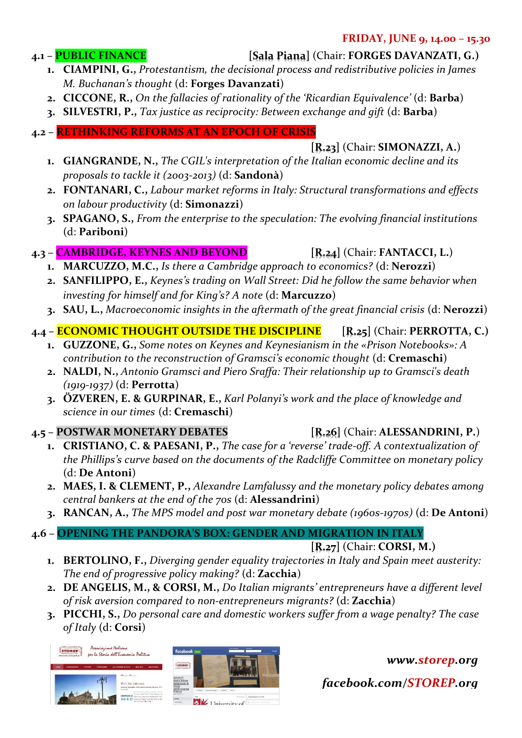**FRIDAY, JUNE 9, 14.00 – 15.30**

### 4.1 – PUBLIC FINANCE [Sala Piana] (Chair: **FORGES DAVANZATI, G.**)

1. **CIAMPINI, G.,** *Protestantism, the decisional process and redistributive policies in James M. Buchanan's thought* (d: **Forges Davanzati**)
2. **CICCONE, R.,** *On the fallacies of rationality of the 'Ricardian Equivalence'* (d: **Barba**)
3. **SILVESTRI, P.,** *Tax justice as reciprocity: Between exchange and gift* (d: **Barba**)

### 4.2 – RETHINKING REFORMS AT AN EPOCH OF CRISIS [R.23] (Chair: **SIMONAZZI, A.**)

1. **GIANGRANDE, N.,** *The CGIL's interpretation of the Italian economic decline and its proposals to tackle it (2003-2013)* (d: **Sandonà**)
2. **FONTANARI, C.,** *Labour market reforms in Italy: Structural transformations and effects on labour productivity* (d: **Simonazzi**)
3. **SPAGANO, S.,** *From the enterprise to the speculation: The evolving financial institutions* (d: **Pariboni**)

### 4.3 – CAMBRIDGE, KEYNES AND BEYOND [R.24] (Chair: **FANTACCI, L.**)

1. **MARCUZZO, M.C.,** *Is there a Cambridge approach to economics?* (d: **Nerozzi**)
2. **SANFILIPPO, E.,** *Keynes's trading on Wall Street: Did he follow the same behavior when investing for himself and for King's? A note* (d: **Marcuzzo**)
3. **SAU, L.,** *Macroeconomic insights in the aftermath of the great financial crisis* (d: **Nerozzi**)

### 4.4 – ECONOMIC THOUGHT OUTSIDE THE DISCIPLINE [R.25] (Chair: **PERROTTA, C.**)

1. **GUZZONE, G.,** *Some notes on Keynes and Keynesianism in the «Prison Notebooks»: A contribution to the reconstruction of Gramsci's economic thought* (d: **Cremaschi**)
2. **NALDI, N.,** *Antonio Gramsci and Piero Sraffa: Their relationship up to Gramsci's death (1919-1937)* (d: **Perrotta**)
3. **ÖZVEREN, E. & GURPINAR, E.,** *Karl Polanyi's work and the place of knowledge and science in our times* (d: **Cremaschi**)

### 4.5 – POSTWAR MONETARY DEBATES [R.26] (Chair: **ALESSANDRINI, P.**)

1. **CRISTIANO, C. & PAESANI, P.,** *The case for a 'reverse' trade-off. A contextualization of the Phillips's curve based on the documents of the Radcliffe Committee on monetary policy* (d: **De Antoni**)
2. **MAES, I. & CLEMENT, P.,** *Alexandre Lamfalussy and the monetary policy debates among central bankers at the end of the 70s* (d: **Alessandrini**)
3. **RANCAN, A.,** *The MPS model and post war monetary debate (1960s-1970s)* (d: **De Antoni**)

### 4.6 – OPENING THE PANDORA'S BOX: GENDER AND MIGRATION IN ITALY [R.27] (Chair: **CORSI, M.**)

1. **BERTOLINO, F.,** *Diverging gender equality trajectories in Italy and Spain meet austerity: The end of progressive policy making?* (d: **Zacchia**)
2. **DE ANGELIS, M., & CORSI, M.,** *Do Italian migrants' entrepreneurs have a different level of risk aversion compared to non-entrepreneurs migrants?* (d: **Zacchia**)
3. **PICCHI, S.,** *Do personal care and domestic workers suffer from a wage penalty? The case of Italy* (d: **Corsi**)

*www.storep.org*

*facebook.com/STOREP.org*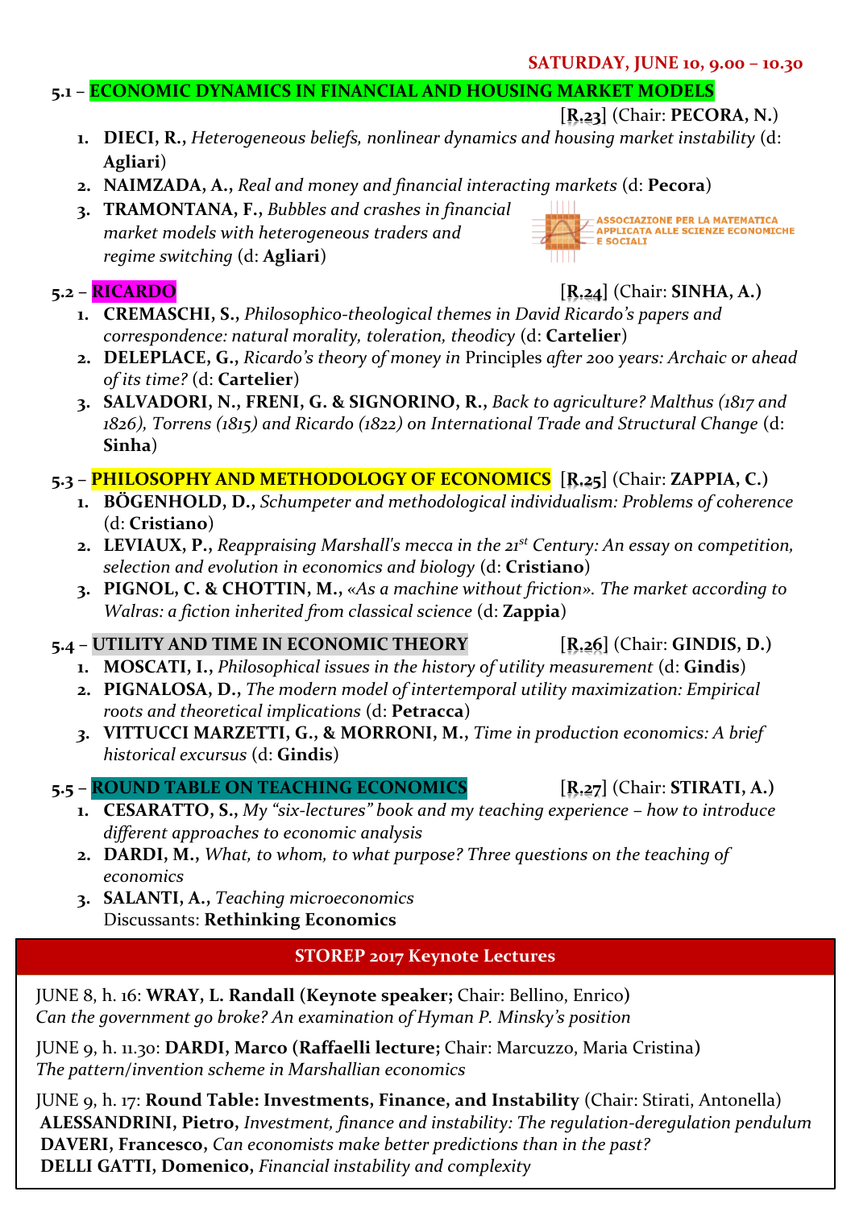**SATURDAY, JUNE 10, 9.00 – 10.30**

**5.1 – ECONOMIC DYNAMICS IN FINANCIAL AND HOUSING MARKET MODELS** [R.23] (Chair: **PECORA, N.**)

1. **DIECI, R.,** *Heterogeneous beliefs, nonlinear dynamics and housing market instability* (d: **Agliari**)
2. **NAIMZADA, A.,** *Real and money and financial interacting markets* (d: **Pecora**)
3. **TRAMONTANA, F.,** *Bubbles and crashes in financial market models with heterogeneous traders and regime switching* (d: **Agliari**)

ASSOCIAZIONE PER LA MATEMATICA APPLICATA ALLE SCIENZE ECONOMICHE E SOCIALI

**5.2 – RICARDO** [R.24] (Chair: **SINHA, A.**)

1. **CREMASCHI, S.,** *Philosophico-theological themes in David Ricardo's papers and correspondence: natural morality, toleration, theodicy* (d: **Cartelier**)
2. **DELEPLACE, G.,** *Ricardo's theory of money in* Principles *after 200 years: Archaic or ahead of its time?* (d: **Cartelier**)
3. **SALVADORI, N., FRENI, G. & SIGNORINO, R.,** *Back to agriculture? Malthus (1817 and 1826), Torrens (1815) and Ricardo (1822) on International Trade and Structural Change* (d: **Sinha**)

**5.3 – PHILOSOPHY AND METHODOLOGY OF ECONOMICS** [R.25] (Chair: **ZAPPIA, C.**)

1. **BÖGENHOLD, D.,** *Schumpeter and methodological individualism: Problems of coherence* (d: **Cristiano**)
2. **LEVIAUX, P.,** *Reappraising Marshall's mecca in the 21st Century: An essay on competition, selection and evolution in economics and biology* (d: **Cristiano**)
3. **PIGNOL, C. & CHOTTIN, M.,** *«As a machine without friction». The market according to Walras: a fiction inherited from classical science* (d: **Zappia**)

**5.4 – UTILITY AND TIME IN ECONOMIC THEORY** [R.26] (Chair: **GINDIS, D.**)

1. **MOSCATI, I.,** *Philosophical issues in the history of utility measurement* (d: **Gindis**)
2. **PIGNALOSA, D.,** *The modern model of intertemporal utility maximization: Empirical roots and theoretical implications* (d: **Petracca**)
3. **VITTUCCI MARZETTI, G., & MORRONI, M.,** *Time in production economics: A brief historical excursus* (d: **Gindis**)

**5.5 – ROUND TABLE ON TEACHING ECONOMICS** [R.27] (Chair: **STIRATI, A.**)

1. **CESARATTO, S.,** *My "six-lectures" book and my teaching experience – how to introduce different approaches to economic analysis*
2. **DARDI, M.,** *What, to whom, to what purpose? Three questions on the teaching of economics*
3. **SALANTI, A.,** *Teaching microeconomics*
   Discussants: **Rethinking Economics**

## STOREP 2017 Keynote Lectures

JUNE 8, h. 16: **WRAY, L. Randall (Keynote speaker;** Chair: Bellino, Enrico**)**
*Can the government go broke? An examination of Hyman P. Minsky's position*

JUNE 9, h. 11.30: **DARDI, Marco (Raffaelli lecture;** Chair: Marcuzzo, Maria Cristina**)**
*The pattern/invention scheme in Marshallian economics*

JUNE 9, h. 17: **Round Table: Investments, Finance, and Instability** (Chair: Stirati, Antonella)
**ALESSANDRINI, Pietro,** *Investment, finance and instability: The regulation-deregulation pendulum*
**DAVERI, Francesco,** *Can economists make better predictions than in the past?*
**DELLI GATTI, Domenico,** *Financial instability and complexity*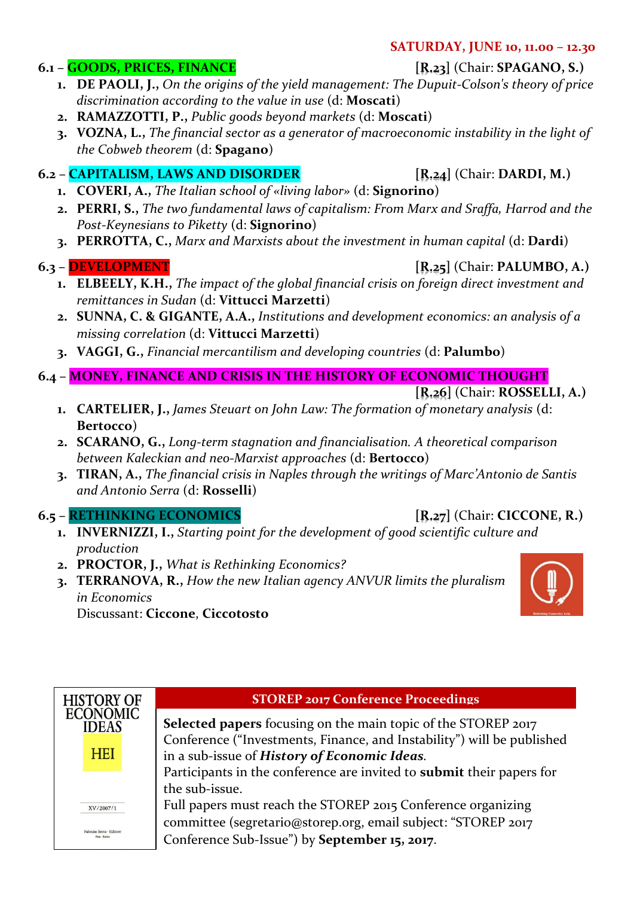**SATURDAY, JUNE 10, 11.00 – 12.30**

### 6.1 – GOODS, PRICES, FINANCE

[R.23] (Chair: **SPAGANO, S.**)

1. **DE PAOLI, J.,** *On the origins of the yield management: The Dupuit-Colson's theory of price discrimination according to the value in use* (d: **Moscati**)
2. **RAMAZZOTTI, P.,** *Public goods beyond markets* (d: **Moscati**)
3. **VOZNA, L.,** *The financial sector as a generator of macroeconomic instability in the light of the Cobweb theorem* (d: **Spagano**)

### 6.2 – CAPITALISM, LAWS AND DISORDER

[R.24] (Chair: **DARDI, M.**)

1. **COVERI, A.,** *The Italian school of «living labor»* (d: **Signorino**)
2. **PERRI, S.,** *The two fundamental laws of capitalism: From Marx and Sraffa, Harrod and the Post-Keynesians to Piketty* (d: **Signorino**)
3. **PERROTTA, C.,** *Marx and Marxists about the investment in human capital* (d: **Dardi**)

### 6.3 – DEVELOPMENT

[R.25] (Chair: **PALUMBO, A.**)

1. **ELBEELY, K.H.,** *The impact of the global financial crisis on foreign direct investment and remittances in Sudan* (d: **Vittucci Marzetti**)
2. **SUNNA, C. & GIGANTE, A.A.,** *Institutions and development economics: an analysis of a missing correlation* (d: **Vittucci Marzetti**)
3. **VAGGI, G.,** *Financial mercantilism and developing countries* (d: **Palumbo**)

### 6.4 – MONEY, FINANCE AND CRISIS IN THE HISTORY OF ECONOMIC THOUGHT

[R.26] (Chair: **ROSSELLI, A.**)

1. **CARTELIER, J.,** *James Steuart on John Law: The formation of monetary analysis* (d: **Bertocco**)
2. **SCARANO, G.,** *Long-term stagnation and financialisation. A theoretical comparison between Kaleckian and neo-Marxist approaches* (d: **Bertocco**)
3. **TIRAN, A.,** *The financial crisis in Naples through the writings of Marc'Antonio de Santis and Antonio Serra* (d: **Rosselli**)

### 6.5 – RETHINKING ECONOMICS

[R.27] (Chair: **CICCONE, R.**)

1. **INVERNIZZI, I.,** *Starting point for the development of good scientific culture and production*
2. **PROCTOR, J.,** *What is Rethinking Economics?*
3. **TERRANOVA, R.,** *How the new Italian agency ANVUR limits the pluralism in Economics*

Discussant: **Ciccone**, **Ciccotosto**

Rethinking Economics Italia

HISTORY OF ECONOMIC IDEAS
HEI
XV/2007/1
Fabrizio Serra · Editore
Pisa · Roma

**STOREP 2017 Conference Proceedings**

**Selected papers** focusing on the main topic of the STOREP 2017 Conference ("Investments, Finance, and Instability") will be published in a sub-issue of ***History of Economic Ideas***.

Participants in the conference are invited to **submit** their papers for the sub-issue.

Full papers must reach the STOREP 2015 Conference organizing committee (segretario@storep.org, email subject: "STOREP 2017 Conference Sub-Issue") by **September 15, 2017**.